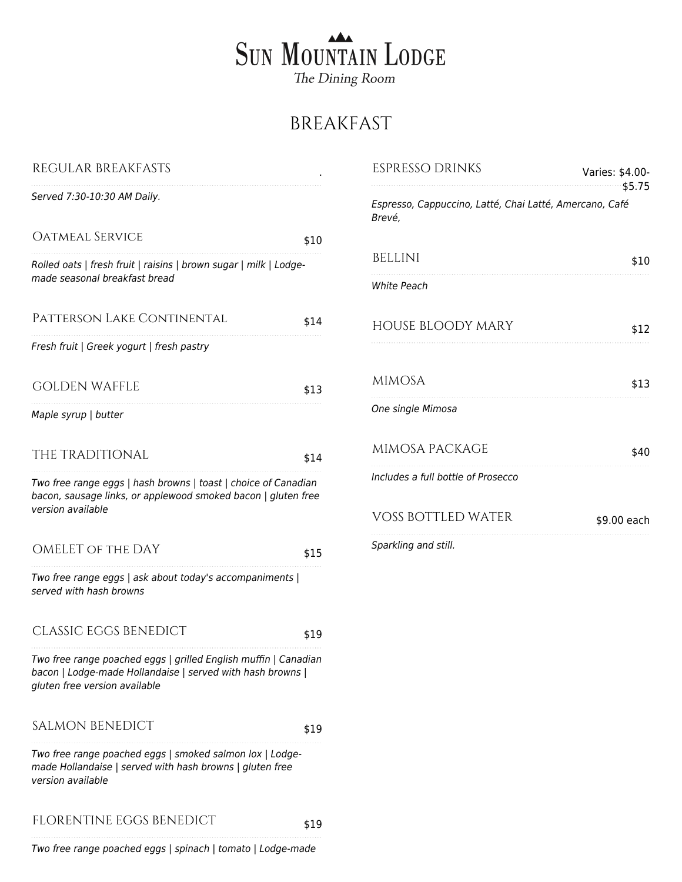# Sun Mountain Lodge

*The Dining Room*

## BREAKFAST

### REGULAR BREAKFASTS

.

*Served 7:30-10:30 AM Daily.*

### Oatmeal Service — $10

*Rolled oats | fresh fruit | raisins | brown sugar | milk | Lodge-made seasonal breakfast bread*

### Patterson Lake Continental — $14

*Fresh fruit | Greek yogurt | fresh pastry*

### GOLDEN WAFFLE — $13

*Maple syrup | butter*

### THE TRADITIONAL — $14

*Two free range eggs | hash browns | toast | choice of Canadian bacon, sausage links, or applewood smoked bacon | gluten free version available*

### OMELET of the DAY — $15

*Two free range eggs | ask about today's accompaniments | served with hash browns*

### CLASSIC EGGS BENEDICT — $19

*Two free range poached eggs | grilled English muffin | Canadian bacon | Lodge-made Hollandaise | served with hash browns | gluten free version available*

### SALMON BENEDICT — $19

*Two free range poached eggs | smoked salmon lox | Lodge-made Hollandaise | served with hash browns | gluten free version available*

### FLORENTINE EGGS BENEDICT — $19

*Two free range poached eggs | spinach | tomato | Lodge-made*

### ESPRESSO DRINKS — Varies: $4.00-$5.75

*Espresso, Cappuccino, Latté, Chai Latté, Amercano, Café Brevé,*

### BELLINI — $10

*White Peach*

### HOUSE BLOODY MARY — $12

### MIMOSA — $13

*One single Mimosa*

### MIMOSA PACKAGE — $40

*Includes a full bottle of Prosecco*

### VOSS BOTTLED WATER — $9.00 each

*Sparkling and still.*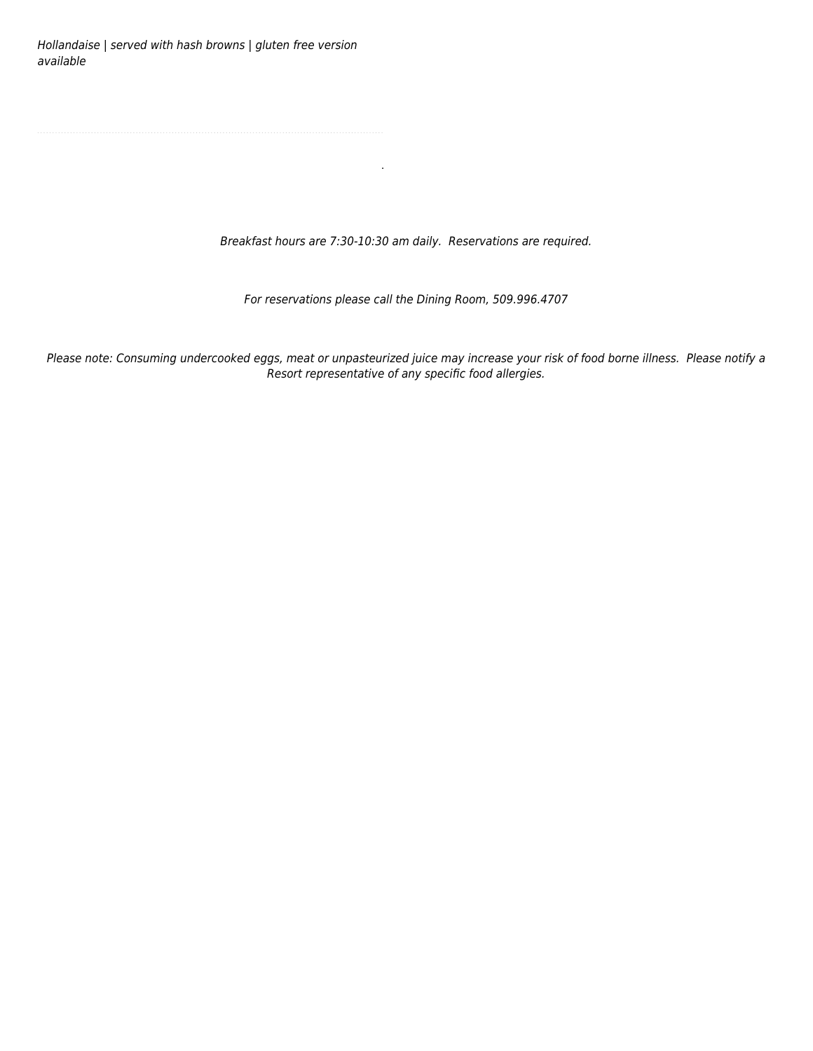*Hollandaise | served with hash browns | gluten free version available*

---

*Breakfast hours are 7:30-10:30 am daily. Reservations are required.*

*For reservations please call the Dining Room, 509.996.4707*

*Please note: Consuming undercooked eggs, meat or unpasteurized juice may increase your risk of food borne illness. Please notify a Resort representative of any specific food allergies.*